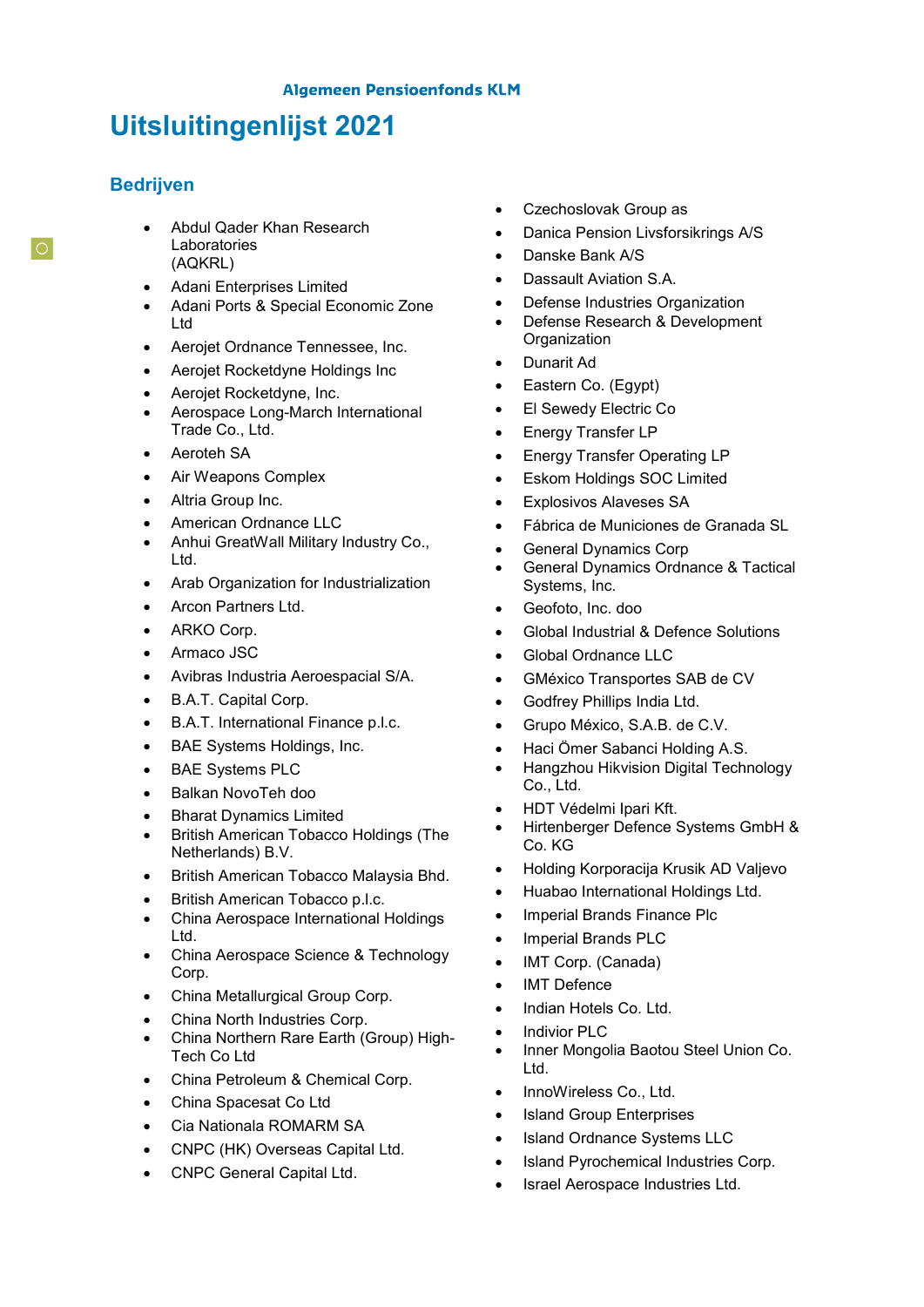Algemeen Pensioenfonds KLM

# Uitsluitingenlijst 2021

## Bedrijven

- Abdul Qader Khan Research Laboratories (AQKRL)
- Adani Enterprises Limited
- Adani Ports & Special Economic Zone Ltd
- Aerojet Ordnance Tennessee, Inc.
- Aerojet Rocketdyne Holdings Inc
- Aerojet Rocketdyne, Inc.
- Aerospace Long-March International Trade Co., Ltd.
- Aeroteh SA
- Air Weapons Complex
- Altria Group Inc.
- American Ordnance LLC
- Anhui GreatWall Military Industry Co., Ltd.
- Arab Organization for Industrialization
- Arcon Partners Ltd.
- ARKO Corp.
- Armaco JSC
- Avibras Industria Aeroespacial S/A.
- B.A.T. Capital Corp.
- B.A.T. International Finance p.l.c.
- BAE Systems Holdings, Inc.
- BAE Systems PLC
- Balkan NovoTeh doo
- Bharat Dynamics Limited
- British American Tobacco Holdings (The Netherlands) B.V.
- British American Tobacco Malaysia Bhd.
- British American Tobacco p.l.c.
- China Aerospace International Holdings Ltd.
- China Aerospace Science & Technology Corp.
- China Metallurgical Group Corp.
- China North Industries Corp.
- China Northern Rare Earth (Group) High-Tech Co Ltd
- China Petroleum & Chemical Corp.
- China Spacesat Co Ltd
- Cia Nationala ROMARM SA
- CNPC (HK) Overseas Capital Ltd.
- CNPC General Capital Ltd.
- Czechoslovak Group as
- Danica Pension Livsforsikrings A/S
- Danske Bank A/S
- Dassault Aviation S.A.
- Defense Industries Organization
- Defense Research & Development Organization
- Dunarit Ad
- Eastern Co. (Egypt)
- El Sewedy Electric Co
- Energy Transfer LP
- Energy Transfer Operating LP
- Eskom Holdings SOC Limited
- Explosivos Alaveses SA
- Fábrica de Municiones de Granada SL
- General Dynamics Corp
- General Dynamics Ordnance & Tactical Systems, Inc.
- Geofoto, Inc. doo
- Global Industrial & Defence Solutions
- Global Ordnance LLC
- GMéxico Transportes SAB de CV
- Godfrey Phillips India Ltd.
- Grupo México, S.A.B. de C.V.
- Haci Ömer Sabanci Holding A.S.
- Hangzhou Hikvision Digital Technology Co., Ltd.
- HDT Védelmi Ipari Kft.
- Hirtenberger Defence Systems GmbH & Co. KG
- Holding Korporacija Krusik AD Valjevo
- Huabao International Holdings Ltd.
- Imperial Brands Finance Plc
- Imperial Brands PLC
- IMT Corp. (Canada)
- IMT Defence
- Indian Hotels Co. Ltd.
- Indivior PLC
- Inner Mongolia Baotou Steel Union Co. Ltd.
- InnoWireless Co., Ltd.
- Island Group Enterprises
- Island Ordnance Systems LLC
- Island Pyrochemical Industries Corp.
- Israel Aerospace Industries Ltd.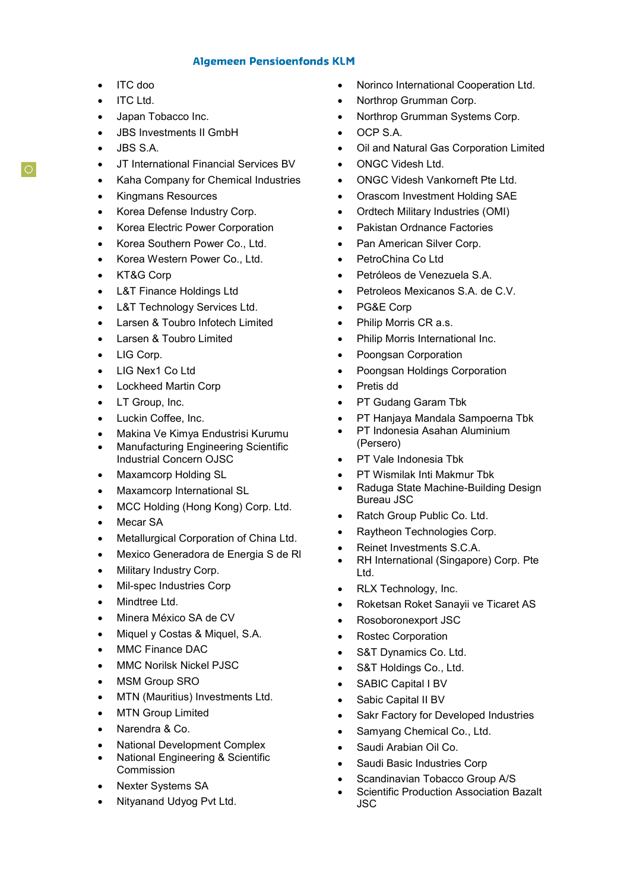**Algemeen Pensioenfonds KLM**

- ITC doo
- ITC Ltd.
- Japan Tobacco Inc.
- JBS Investments II GmbH
- JBS S.A.
- JT International Financial Services BV
- Kaha Company for Chemical Industries
- Kingmans Resources
- Korea Defense Industry Corp.
- Korea Electric Power Corporation
- Korea Southern Power Co., Ltd.
- Korea Western Power Co., Ltd.
- KT&G Corp
- L&T Finance Holdings Ltd
- L&T Technology Services Ltd.
- Larsen & Toubro Infotech Limited
- Larsen & Toubro Limited
- LIG Corp.
- LIG Nex1 Co Ltd
- Lockheed Martin Corp
- LT Group, Inc.
- Luckin Coffee, Inc.
- Makina Ve Kimya Endustrisi Kurumu
- Manufacturing Engineering Scientific Industrial Concern OJSC
- Maxamcorp Holding SL
- Maxamcorp International SL
- MCC Holding (Hong Kong) Corp. Ltd.
- Mecar SA
- Metallurgical Corporation of China Ltd.
- Mexico Generadora de Energia S de Rl
- Military Industry Corp.
- Mil-spec Industries Corp
- Mindtree Ltd.
- Minera México SA de CV
- Miquel y Costas & Miquel, S.A.
- MMC Finance DAC
- MMC Norilsk Nickel PJSC
- MSM Group SRO
- MTN (Mauritius) Investments Ltd.
- MTN Group Limited
- Narendra & Co.
- National Development Complex
- National Engineering & Scientific Commission
- Nexter Systems SA
- Nityanand Udyog Pvt Ltd.
- Norinco International Cooperation Ltd.
- Northrop Grumman Corp.
- Northrop Grumman Systems Corp.
- OCP S.A.
- Oil and Natural Gas Corporation Limited
- ONGC Videsh Ltd.
- ONGC Videsh Vankorneft Pte Ltd.
- Orascom Investment Holding SAE
- Ordtech Military Industries (OMI)
- Pakistan Ordnance Factories
- Pan American Silver Corp.
- PetroChina Co Ltd
- Petróleos de Venezuela S.A.
- Petroleos Mexicanos S.A. de C.V.
- PG&E Corp
- Philip Morris CR a.s.
- Philip Morris International Inc.
- Poongsan Corporation
- Poongsan Holdings Corporation
- Pretis dd
- PT Gudang Garam Tbk
- PT Hanjaya Mandala Sampoerna Tbk
- PT Indonesia Asahan Aluminium (Persero)
- PT Vale Indonesia Tbk
- PT Wismilak Inti Makmur Tbk
- Raduga State Machine-Building Design Bureau JSC
- Ratch Group Public Co. Ltd.
- Raytheon Technologies Corp.
- Reinet Investments S.C.A.
- RH International (Singapore) Corp. Pte Ltd.
- RLX Technology, Inc.
- Roketsan Roket Sanayii ve Ticaret AS
- Rosoboronexport JSC
- Rostec Corporation
- S&T Dynamics Co. Ltd.
- S&T Holdings Co., Ltd.
- SABIC Capital I BV
- Sabic Capital II BV
- Sakr Factory for Developed Industries
- Samyang Chemical Co., Ltd.
- Saudi Arabian Oil Co.
- Saudi Basic Industries Corp
- Scandinavian Tobacco Group A/S
- Scientific Production Association Bazalt JSC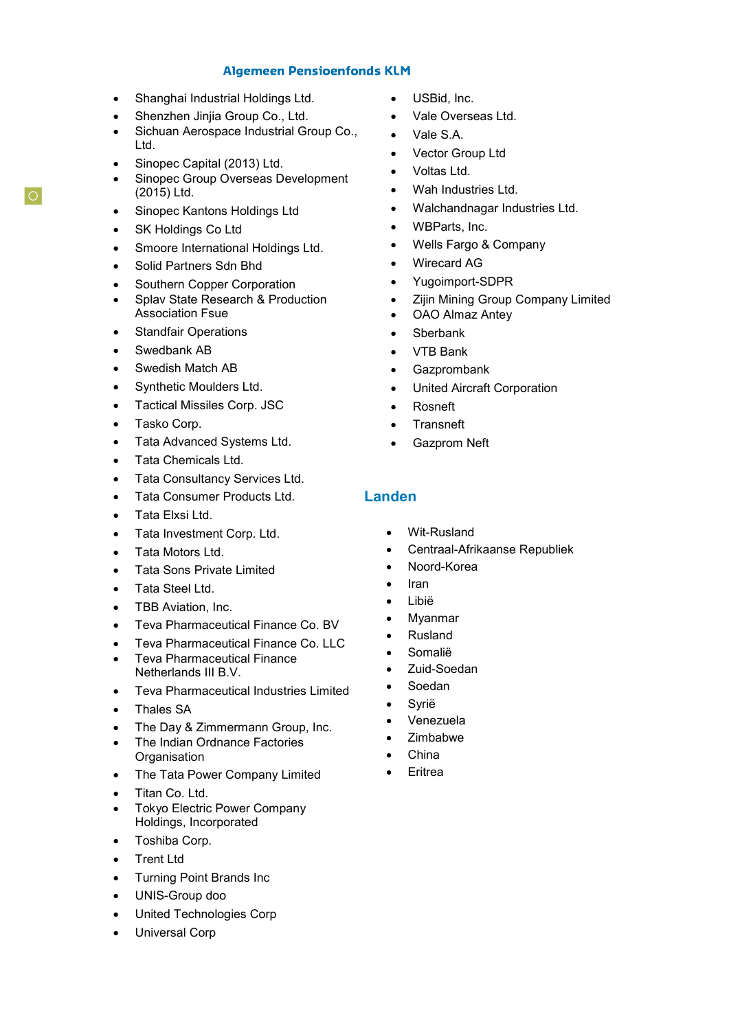- Shanghai Industrial Holdings Ltd.
- Shenzhen Jinjia Group Co., Ltd.
- Sichuan Aerospace Industrial Group Co., Ltd.
- Sinopec Capital (2013) Ltd.
- Sinopec Group Overseas Development (2015) Ltd.
- Sinopec Kantons Holdings Ltd
- SK Holdings Co Ltd
- Smoore International Holdings Ltd.
- Solid Partners Sdn Bhd
- Southern Copper Corporation
- Splav State Research & Production Association Fsue
- Standfair Operations
- Swedbank AB
- Swedish Match AB
- Synthetic Moulders Ltd.
- Tactical Missiles Corp. JSC
- Tasko Corp.
- Tata Advanced Systems Ltd.
- Tata Chemicals Ltd.
- Tata Consultancy Services Ltd.
- Tata Consumer Products Ltd.
- Tata Elxsi Ltd.
- Tata Investment Corp. Ltd.
- Tata Motors Ltd.
- Tata Sons Private Limited
- Tata Steel Ltd.
- TBB Aviation, Inc.
- Teva Pharmaceutical Finance Co. BV
- Teva Pharmaceutical Finance Co. LLC
- Teva Pharmaceutical Finance Netherlands III B.V.
- Teva Pharmaceutical Industries Limited
- Thales SA
- The Day & Zimmermann Group, Inc.
- The Indian Ordnance Factories Organisation
- The Tata Power Company Limited
- Titan Co. Ltd.
- Tokyo Electric Power Company Holdings, Incorporated
- Toshiba Corp.
- Trent Ltd
- Turning Point Brands Inc
- UNIS-Group doo
- United Technologies Corp
- Universal Corp
- USBid, Inc.
- Vale Overseas Ltd.
- Vale S.A.
- Vector Group Ltd
- Voltas Ltd.
- Wah Industries Ltd.
- Walchandnagar Industries Ltd.
- WBParts, Inc.
- Wells Fargo & Company
- Wirecard AG
- Yugoimport-SDPR
- Zijin Mining Group Company Limited
- OAO Almaz Antey
- Sberbank
- VTB Bank
- Gazprombank
- United Aircraft Corporation
- Rosneft
- Transneft
- Gazprom Neft

## Landen

- Wit-Rusland
- Centraal-Afrikaanse Republiek
- Noord-Korea
- Iran
- Libië
- Myanmar
- Rusland
- Somalië
- Zuid-Soedan
- Soedan
- Syrië
- Venezuela
- Zimbabwe
- China
- Eritrea